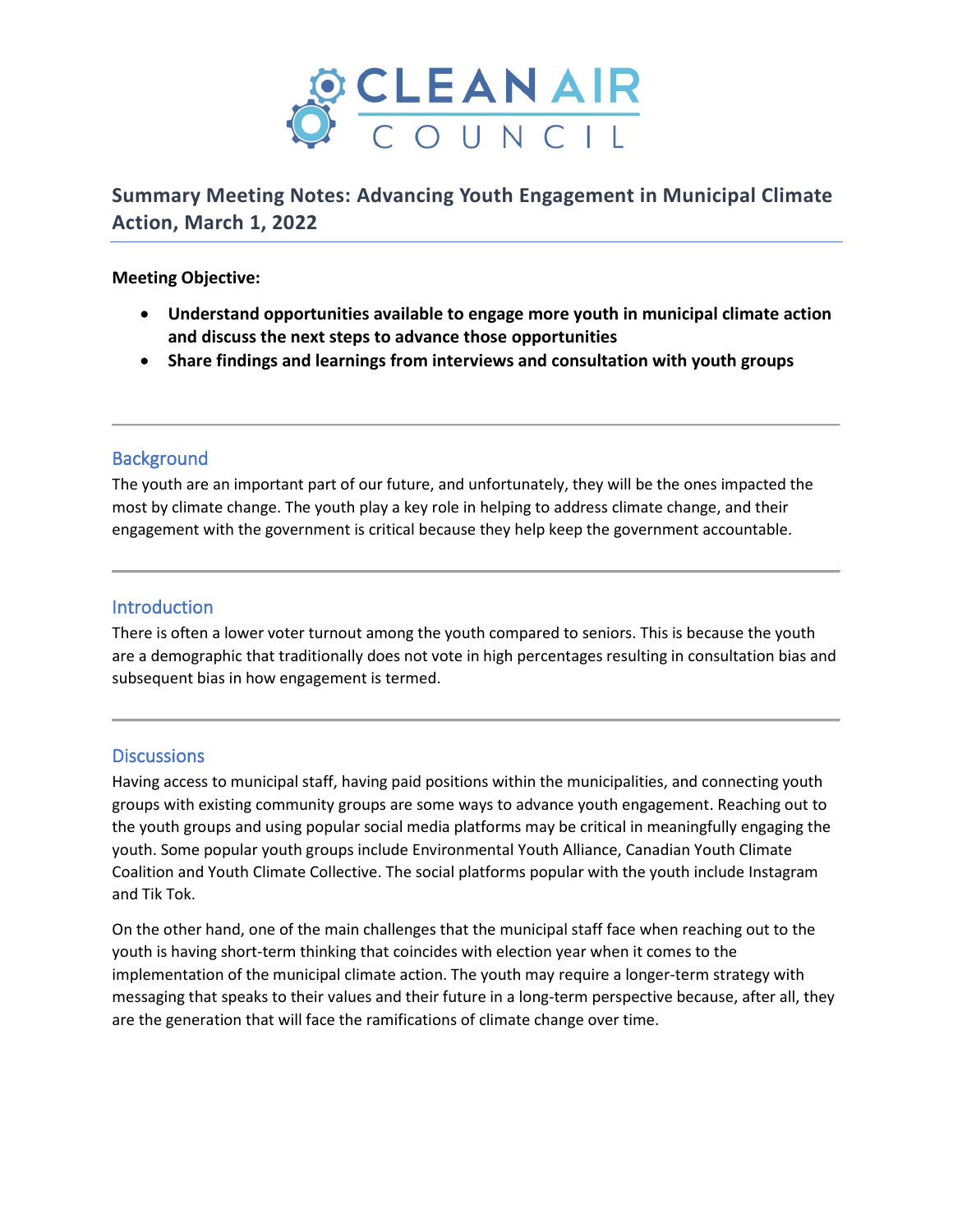CLEAN AIR COUNCIL

# Summary Meeting Notes: Advancing Youth Engagement in Municipal Climate Action, March 1, 2022

**Meeting Objective:**

- **Understand opportunities available to engage more youth in municipal climate action and discuss the next steps to advance those opportunities**
- **Share findings and learnings from interviews and consultation with youth groups**

---

## Background

The youth are an important part of our future, and unfortunately, they will be the ones impacted the most by climate change. The youth play a key role in helping to address climate change, and their engagement with the government is critical because they help keep the government accountable.

---

## Introduction

There is often a lower voter turnout among the youth compared to seniors. This is because the youth are a demographic that traditionally does not vote in high percentages resulting in consultation bias and subsequent bias in how engagement is termed.

---

## Discussions

Having access to municipal staff, having paid positions within the municipalities, and connecting youth groups with existing community groups are some ways to advance youth engagement. Reaching out to the youth groups and using popular social media platforms may be critical in meaningfully engaging the youth. Some popular youth groups include Environmental Youth Alliance, Canadian Youth Climate Coalition and Youth Climate Collective. The social platforms popular with the youth include Instagram and Tik Tok.

On the other hand, one of the main challenges that the municipal staff face when reaching out to the youth is having short-term thinking that coincides with election year when it comes to the implementation of the municipal climate action. The youth may require a longer-term strategy with messaging that speaks to their values and their future in a long-term perspective because, after all, they are the generation that will face the ramifications of climate change over time.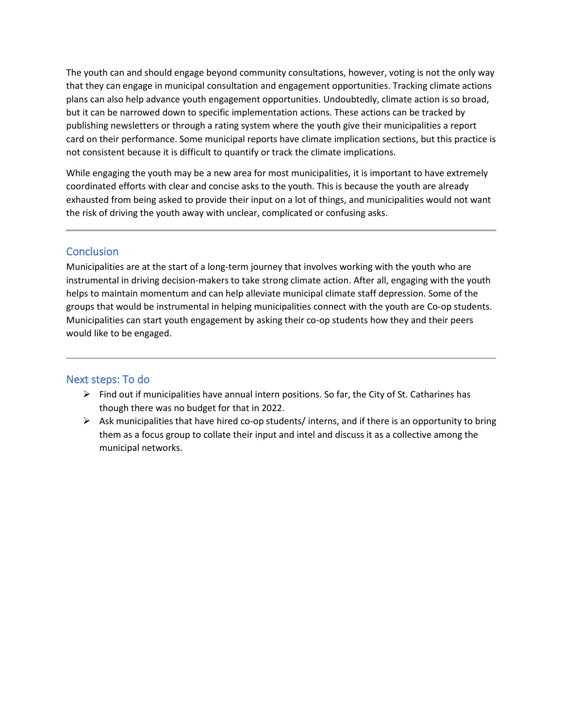The youth can and should engage beyond community consultations, however, voting is not the only way that they can engage in municipal consultation and engagement opportunities. Tracking climate actions plans can also help advance youth engagement opportunities. Undoubtedly, climate action is so broad, but it can be narrowed down to specific implementation actions. These actions can be tracked by publishing newsletters or through a rating system where the youth give their municipalities a report card on their performance. Some municipal reports have climate implication sections, but this practice is not consistent because it is difficult to quantify or track the climate implications.

While engaging the youth may be a new area for most municipalities, it is important to have extremely coordinated efforts with clear and concise asks to the youth. This is because the youth are already exhausted from being asked to provide their input on a lot of things, and municipalities would not want the risk of driving the youth away with unclear, complicated or confusing asks.

---

## Conclusion

Municipalities are at the start of a long-term journey that involves working with the youth who are instrumental in driving decision-makers to take strong climate action. After all, engaging with the youth helps to maintain momentum and can help alleviate municipal climate staff depression. Some of the groups that would be instrumental in helping municipalities connect with the youth are Co-op students. Municipalities can start youth engagement by asking their co-op students how they and their peers would like to be engaged.

---

## Next steps: To do

- Find out if municipalities have annual intern positions. So far, the City of St. Catharines has though there was no budget for that in 2022.
- Ask municipalities that have hired co-op students/ interns, and if there is an opportunity to bring them as a focus group to collate their input and intel and discuss it as a collective among the municipal networks.